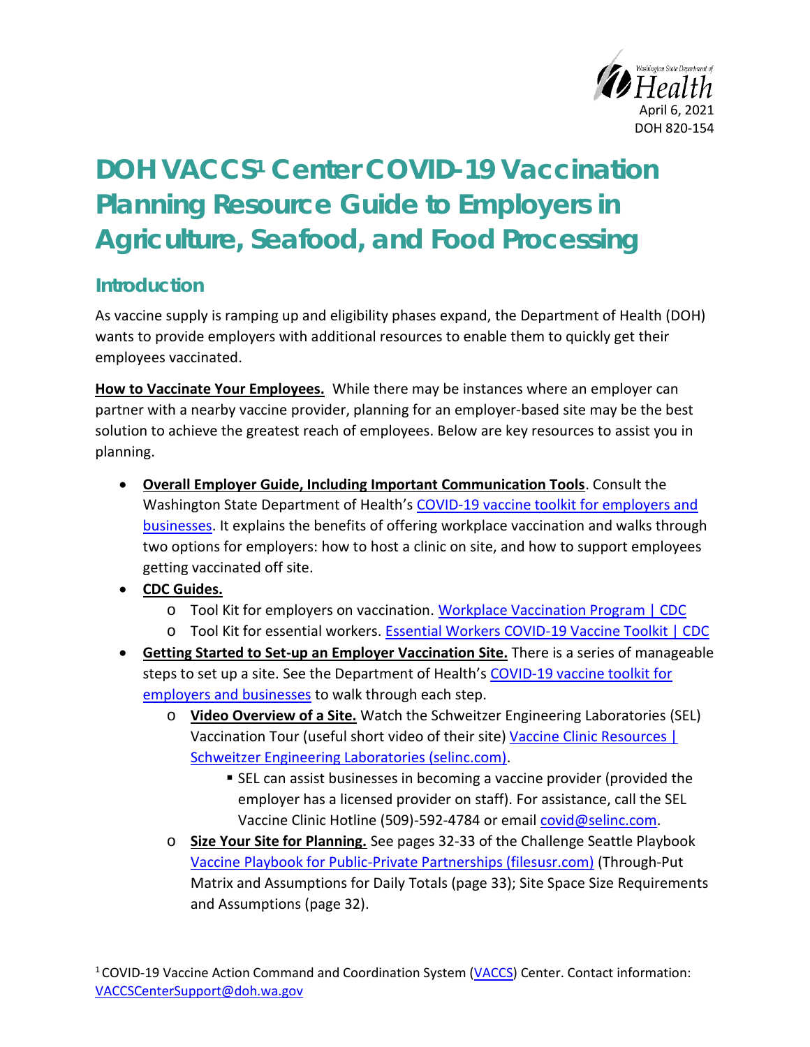April 6, 2021
DOH 820-154

# DOH VACCS[1] Center COVID-19 Vaccination Planning Resource Guide to Employers in Agriculture, Seafood, and Food Processing

## Introduction

As vaccine supply is ramping up and eligibility phases expand, the Department of Health (DOH) wants to provide employers with additional resources to enable them to quickly get their employees vaccinated.

**How to Vaccinate Your Employees.** While there may be instances where an employer can partner with a nearby vaccine provider, planning for an employer-based site may be the best solution to achieve the greatest reach of employees. Below are key resources to assist you in planning.

- **Overall Employer Guide, Including Important Communication Tools**. Consult the Washington State Department of Health's COVID-19 vaccine toolkit for employers and businesses. It explains the benefits of offering workplace vaccination and walks through two options for employers: how to host a clinic on site, and how to support employees getting vaccinated off site.
- **CDC Guides.**
  - Tool Kit for employers on vaccination. Workplace Vaccination Program | CDC
  - Tool Kit for essential workers. Essential Workers COVID-19 Vaccine Toolkit | CDC
- **Getting Started to Set-up an Employer Vaccination Site.** There is a series of manageable steps to set up a site. See the Department of Health's COVID-19 vaccine toolkit for employers and businesses to walk through each step.
  - **Video Overview of a Site.** Watch the Schweitzer Engineering Laboratories (SEL) Vaccination Tour (useful short video of their site) Vaccine Clinic Resources | Schweitzer Engineering Laboratories (selinc.com).
    - SEL can assist businesses in becoming a vaccine provider (provided the employer has a licensed provider on staff). For assistance, call the SEL Vaccine Clinic Hotline (509)-592-4784 or email covid@selinc.com.
  - **Size Your Site for Planning.** See pages 32-33 of the Challenge Seattle Playbook Vaccine Playbook for Public-Private Partnerships (filesusr.com) (Through-Put Matrix and Assumptions for Daily Totals (page 33); Site Space Size Requirements and Assumptions (page 32).

[1] COVID-19 Vaccine Action Command and Coordination System (VACCS) Center. Contact information: VACCSCenterSupport@doh.wa.gov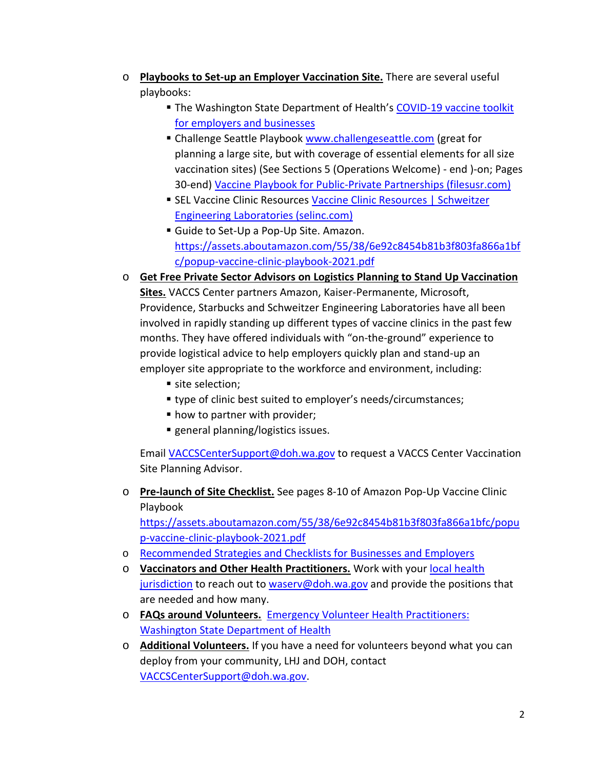- **Playbooks to Set-up an Employer Vaccination Site.** There are several useful playbooks:
  - The Washington State Department of Health's COVID-19 vaccine toolkit for employers and businesses
  - Challenge Seattle Playbook www.challengeseattle.com (great for planning a large site, but with coverage of essential elements for all size vaccination sites) (See Sections 5 (Operations Welcome) - end )-on; Pages 30-end) Vaccine Playbook for Public-Private Partnerships (filesusr.com)
  - SEL Vaccine Clinic Resources Vaccine Clinic Resources | Schweitzer Engineering Laboratories (selinc.com)
  - Guide to Set-Up a Pop-Up Site. Amazon. https://assets.aboutamazon.com/55/38/6e92c8454b81b3f803fa866a1bfc/popup-vaccine-clinic-playbook-2021.pdf
- **Get Free Private Sector Advisors on Logistics Planning to Stand Up Vaccination Sites.** VACCS Center partners Amazon, Kaiser-Permanente, Microsoft, Providence, Starbucks and Schweitzer Engineering Laboratories have all been involved in rapidly standing up different types of vaccine clinics in the past few months. They have offered individuals with "on-the-ground" experience to provide logistical advice to help employers quickly plan and stand-up an employer site appropriate to the workforce and environment, including:
  - site selection;
  - type of clinic best suited to employer's needs/circumstances;
  - how to partner with provider;
  - general planning/logistics issues.

  Email VACCSCenterSupport@doh.wa.gov to request a VACCS Center Vaccination Site Planning Advisor.

- **Pre-launch of Site Checklist.** See pages 8-10 of Amazon Pop-Up Vaccine Clinic Playbook https://assets.aboutamazon.com/55/38/6e92c8454b81b3f803fa866a1bfc/popup-vaccine-clinic-playbook-2021.pdf
- Recommended Strategies and Checklists for Businesses and Employers
- **Vaccinators and Other Health Practitioners.** Work with your local health jurisdiction to reach out to waserv@doh.wa.gov and provide the positions that are needed and how many.
- **FAQs around Volunteers.** Emergency Volunteer Health Practitioners: Washington State Department of Health
- **Additional Volunteers.** If you have a need for volunteers beyond what you can deploy from your community, LHJ and DOH, contact VACCSCenterSupport@doh.wa.gov.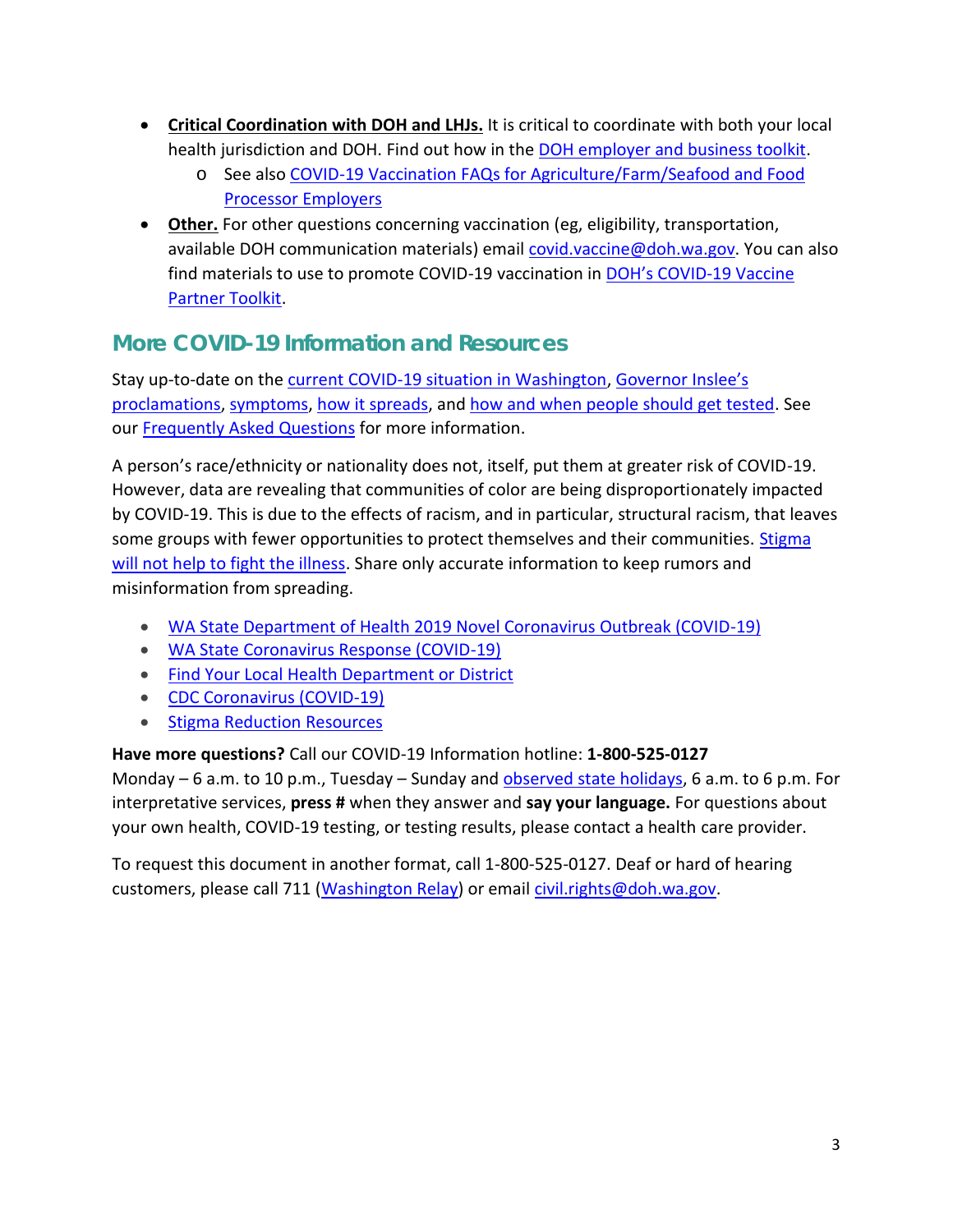- **Critical Coordination with DOH and LHJs.** It is critical to coordinate with both your local health jurisdiction and DOH. Find out how in the DOH employer and business toolkit.
    - See also COVID-19 Vaccination FAQs for Agriculture/Farm/Seafood and Food Processor Employers
- **Other.** For other questions concerning vaccination (eg, eligibility, transportation, available DOH communication materials) email covid.vaccine@doh.wa.gov. You can also find materials to use to promote COVID-19 vaccination in DOH's COVID-19 Vaccine Partner Toolkit.

## More COVID-19 Information and Resources

Stay up-to-date on the current COVID-19 situation in Washington, Governor Inslee's proclamations, symptoms, how it spreads, and how and when people should get tested. See our Frequently Asked Questions for more information.

A person's race/ethnicity or nationality does not, itself, put them at greater risk of COVID-19. However, data are revealing that communities of color are being disproportionately impacted by COVID-19. This is due to the effects of racism, and in particular, structural racism, that leaves some groups with fewer opportunities to protect themselves and their communities. Stigma will not help to fight the illness. Share only accurate information to keep rumors and misinformation from spreading.

- WA State Department of Health 2019 Novel Coronavirus Outbreak (COVID-19)
- WA State Coronavirus Response (COVID-19)
- Find Your Local Health Department or District
- CDC Coronavirus (COVID-19)
- Stigma Reduction Resources

**Have more questions?** Call our COVID-19 Information hotline: **1-800-525-0127**
Monday – 6 a.m. to 10 p.m., Tuesday – Sunday and observed state holidays, 6 a.m. to 6 p.m. For interpretative services, **press #** when they answer and **say your language.** For questions about your own health, COVID-19 testing, or testing results, please contact a health care provider.

To request this document in another format, call 1-800-525-0127. Deaf or hard of hearing customers, please call 711 (Washington Relay) or email civil.rights@doh.wa.gov.